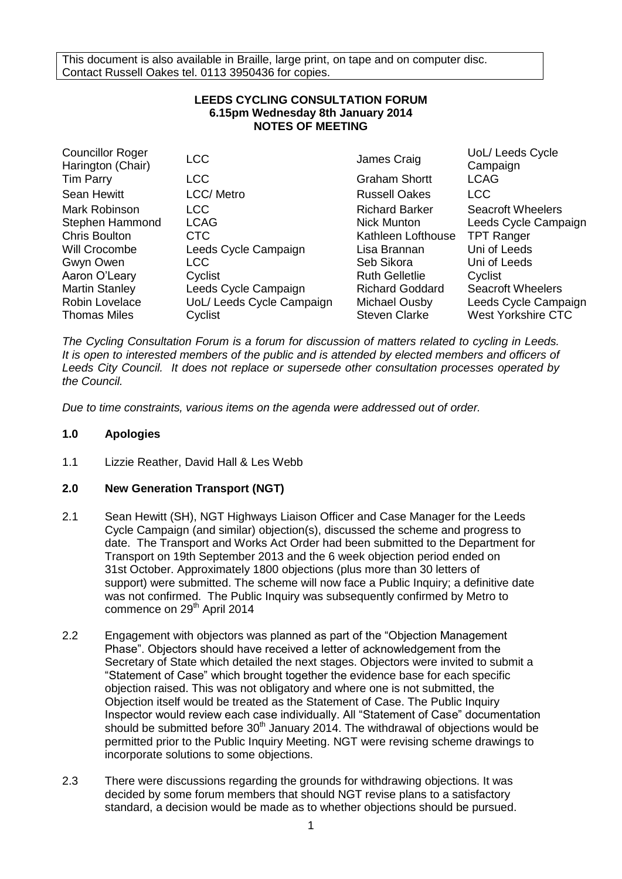This document is also available in Braille, large print, on tape and on computer disc. Contact Russell Oakes tel. 0113 3950436 for copies.

**LEEDS CYCLING CONSULTATION FORUM**
**6.15pm Wednesday 8th January 2014**
**NOTES OF MEETING**

| | | | |
|---|---|---|---|
| Councillor Roger Harington (Chair) | LCC | James Craig | UoL/ Leeds Cycle Campaign |
| Tim Parry | LCC | Graham Shortt | LCAG |
| Sean Hewitt | LCC/ Metro | Russell Oakes | LCC |
| Mark Robinson | LCC | Richard Barker | Seacroft Wheelers |
| Stephen Hammond | LCAG | Nick Munton | Leeds Cycle Campaign |
| Chris Boulton | CTC | Kathleen Lofthouse | TPT Ranger |
| Will Crocombe | Leeds Cycle Campaign | Lisa Brannan | Uni of Leeds |
| Gwyn Owen | LCC | Seb Sikora | Uni of Leeds |
| Aaron O'Leary | Cyclist | Ruth Gelletlie | Cyclist |
| Martin Stanley | Leeds Cycle Campaign | Richard Goddard | Seacroft Wheelers |
| Robin Lovelace | UoL/ Leeds Cycle Campaign | Michael Ousby | Leeds Cycle Campaign |
| Thomas Miles | Cyclist | Steven Clarke | West Yorkshire CTC |

*The Cycling Consultation Forum is a forum for discussion of matters related to cycling in Leeds. It is open to interested members of the public and is attended by elected members and officers of Leeds City Council. It does not replace or supersede other consultation processes operated by the Council.*

*Due to time constraints, various items on the agenda were addressed out of order.*

## 1.0 Apologies

1.1 Lizzie Reather, David Hall & Les Webb

## 2.0 New Generation Transport (NGT)

2.1 Sean Hewitt (SH), NGT Highways Liaison Officer and Case Manager for the Leeds Cycle Campaign (and similar) objection(s), discussed the scheme and progress to date. The Transport and Works Act Order had been submitted to the Department for Transport on 19th September 2013 and the 6 week objection period ended on 31st October. Approximately 1800 objections (plus more than 30 letters of support) were submitted. The scheme will now face a Public Inquiry; a definitive date was not confirmed. The Public Inquiry was subsequently confirmed by Metro to commence on 29th April 2014

2.2 Engagement with objectors was planned as part of the "Objection Management Phase". Objectors should have received a letter of acknowledgement from the Secretary of State which detailed the next stages. Objectors were invited to submit a "Statement of Case" which brought together the evidence base for each specific objection raised. This was not obligatory and where one is not submitted, the Objection itself would be treated as the Statement of Case. The Public Inquiry Inspector would review each case individually. All "Statement of Case" documentation should be submitted before 30th January 2014. The withdrawal of objections would be permitted prior to the Public Inquiry Meeting. NGT were revising scheme drawings to incorporate solutions to some objections.

2.3 There were discussions regarding the grounds for withdrawing objections. It was decided by some forum members that should NGT revise plans to a satisfactory standard, a decision would be made as to whether objections should be pursued.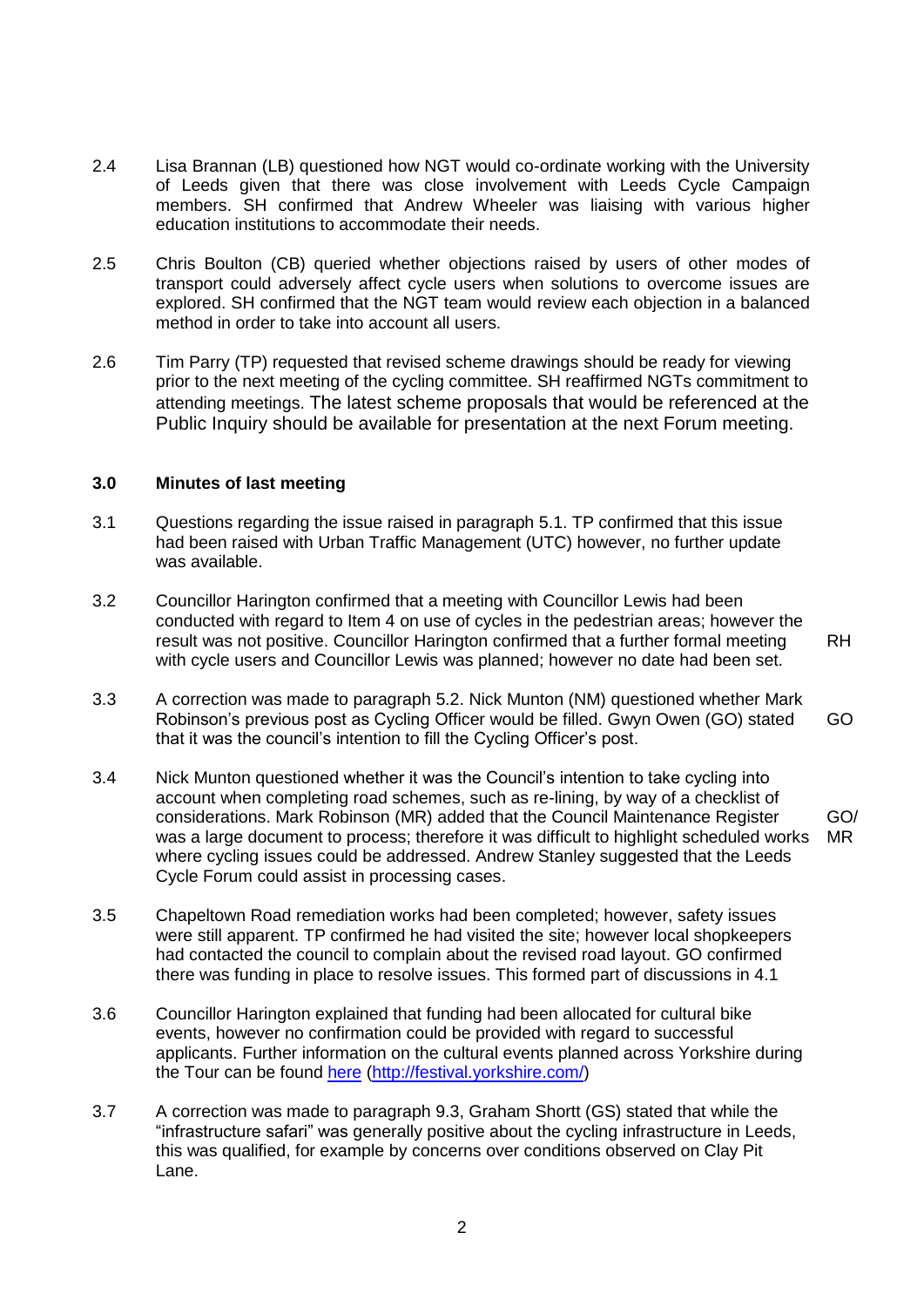2.4 Lisa Brannan (LB) questioned how NGT would co-ordinate working with the University of Leeds given that there was close involvement with Leeds Cycle Campaign members. SH confirmed that Andrew Wheeler was liaising with various higher education institutions to accommodate their needs.

2.5 Chris Boulton (CB) queried whether objections raised by users of other modes of transport could adversely affect cycle users when solutions to overcome issues are explored. SH confirmed that the NGT team would review each objection in a balanced method in order to take into account all users.

2.6 Tim Parry (TP) requested that revised scheme drawings should be ready for viewing prior to the next meeting of the cycling committee. SH reaffirmed NGTs commitment to attending meetings. The latest scheme proposals that would be referenced at the Public Inquiry should be available for presentation at the next Forum meeting.

## 3.0 Minutes of last meeting

3.1 Questions regarding the issue raised in paragraph 5.1. TP confirmed that this issue had been raised with Urban Traffic Management (UTC) however, no further update was available.

3.2 Councillor Harington confirmed that a meeting with Councillor Lewis had been conducted with regard to Item 4 on use of cycles in the pedestrian areas; however the result was not positive. Councillor Harington confirmed that a further formal meeting with cycle users and Councillor Lewis was planned; however no date had been set. **RH**

3.3 A correction was made to paragraph 5.2. Nick Munton (NM) questioned whether Mark Robinson's previous post as Cycling Officer would be filled. Gwyn Owen (GO) stated that it was the council's intention to fill the Cycling Officer's post. **GO**

3.4 Nick Munton questioned whether it was the Council's intention to take cycling into account when completing road schemes, such as re-lining, by way of a checklist of considerations. Mark Robinson (MR) added that the Council Maintenance Register was a large document to process; therefore it was difficult to highlight scheduled works where cycling issues could be addressed. Andrew Stanley suggested that the Leeds Cycle Forum could assist in processing cases. **GO/MR**

3.5 Chapeltown Road remediation works had been completed; however, safety issues were still apparent. TP confirmed he had visited the site; however local shopkeepers had contacted the council to complain about the revised road layout. GO confirmed there was funding in place to resolve issues. This formed part of discussions in 4.1

3.6 Councillor Harington explained that funding had been allocated for cultural bike events, however no confirmation could be provided with regard to successful applicants. Further information on the cultural events planned across Yorkshire during the Tour can be found [here](http://festival.yorkshire.com/) (http://festival.yorkshire.com/)

3.7 A correction was made to paragraph 9.3, Graham Shortt (GS) stated that while the "infrastructure safari" was generally positive about the cycling infrastructure in Leeds, this was qualified, for example by concerns over conditions observed on Clay Pit Lane.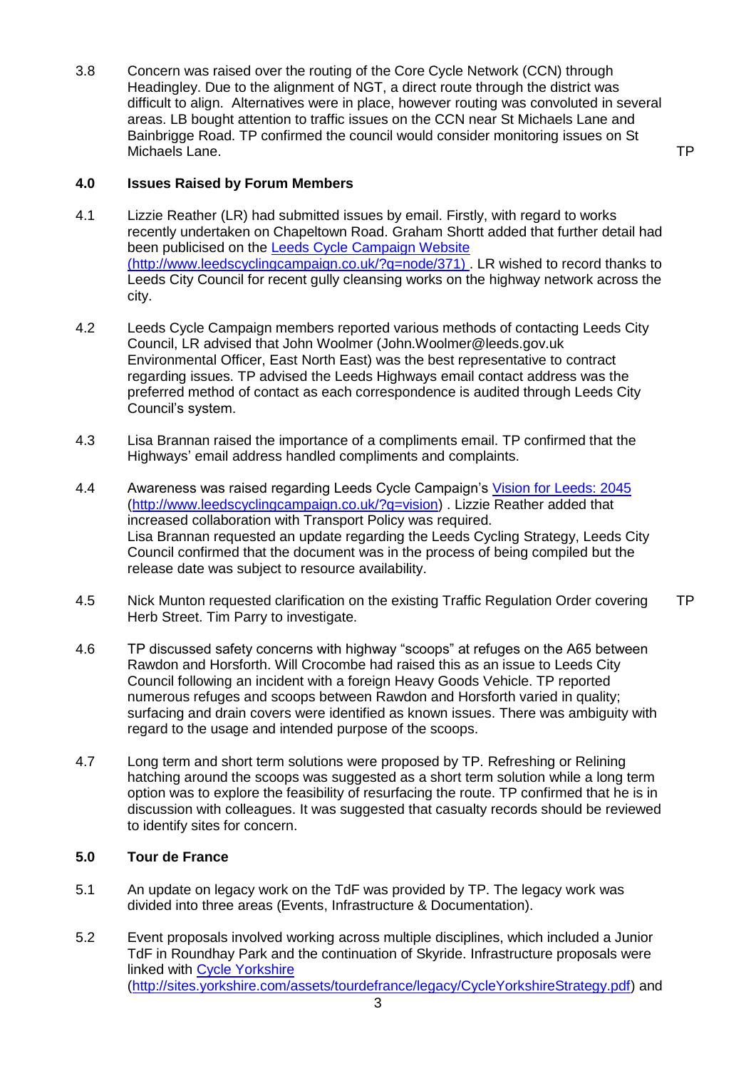3.8 Concern was raised over the routing of the Core Cycle Network (CCN) through Headingley. Due to the alignment of NGT, a direct route through the district was difficult to align. Alternatives were in place, however routing was convoluted in several areas. LB bought attention to traffic issues on the CCN near St Michaels Lane and Bainbrigge Road. TP confirmed the council would consider monitoring issues on St Michaels Lane. **TP**

## 4.0 Issues Raised by Forum Members

4.1 Lizzie Reather (LR) had submitted issues by email. Firstly, with regard to works recently undertaken on Chapeltown Road. Graham Shortt added that further detail had been publicised on the [Leeds Cycle Campaign Website (http://www.leedscyclingcampaign.co.uk/?q=node/371)](http://www.leedscyclingcampaign.co.uk/?q=node/371) . LR wished to record thanks to Leeds City Council for recent gully cleansing works on the highway network across the city.

4.2 Leeds Cycle Campaign members reported various methods of contacting Leeds City Council, LR advised that John Woolmer (John.Woolmer@leeds.gov.uk Environmental Officer, East North East) was the best representative to contract regarding issues. TP advised the Leeds Highways email contact address was the preferred method of contact as each correspondence is audited through Leeds City Council's system.

4.3 Lisa Brannan raised the importance of a compliments email. TP confirmed that the Highways' email address handled compliments and complaints.

4.4 Awareness was raised regarding Leeds Cycle Campaign's [Vision for Leeds: 2045](http://www.leedscyclingcampaign.co.uk/?q=vision) ([http://www.leedscyclingcampaign.co.uk/?q=vision](http://www.leedscyclingcampaign.co.uk/?q=vision)) . Lizzie Reather added that increased collaboration with Transport Policy was required.
Lisa Brannan requested an update regarding the Leeds Cycling Strategy, Leeds City Council confirmed that the document was in the process of being compiled but the release date was subject to resource availability.

4.5 Nick Munton requested clarification on the existing Traffic Regulation Order covering Herb Street. Tim Parry to investigate. **TP**

4.6 TP discussed safety concerns with highway "scoops" at refuges on the A65 between Rawdon and Horsforth. Will Crocombe had raised this as an issue to Leeds City Council following an incident with a foreign Heavy Goods Vehicle. TP reported numerous refuges and scoops between Rawdon and Horsforth varied in quality; surfacing and drain covers were identified as known issues. There was ambiguity with regard to the usage and intended purpose of the scoops.

4.7 Long term and short term solutions were proposed by TP. Refreshing or Relining hatching around the scoops was suggested as a short term solution while a long term option was to explore the feasibility of resurfacing the route. TP confirmed that he is in discussion with colleagues. It was suggested that casualty records should be reviewed to identify sites for concern.

## 5.0 Tour de France

5.1 An update on legacy work on the TdF was provided by TP. The legacy work was divided into three areas (Events, Infrastructure & Documentation).

5.2 Event proposals involved working across multiple disciplines, which included a Junior TdF in Roundhay Park and the continuation of Skyride. Infrastructure proposals were linked with [Cycle Yorkshire](http://sites.yorkshire.com/assets/tourdefrance/legacy/CycleYorkshireStrategy.pdf) ([http://sites.yorkshire.com/assets/tourdefrance/legacy/CycleYorkshireStrategy.pdf](http://sites.yorkshire.com/assets/tourdefrance/legacy/CycleYorkshireStrategy.pdf)) and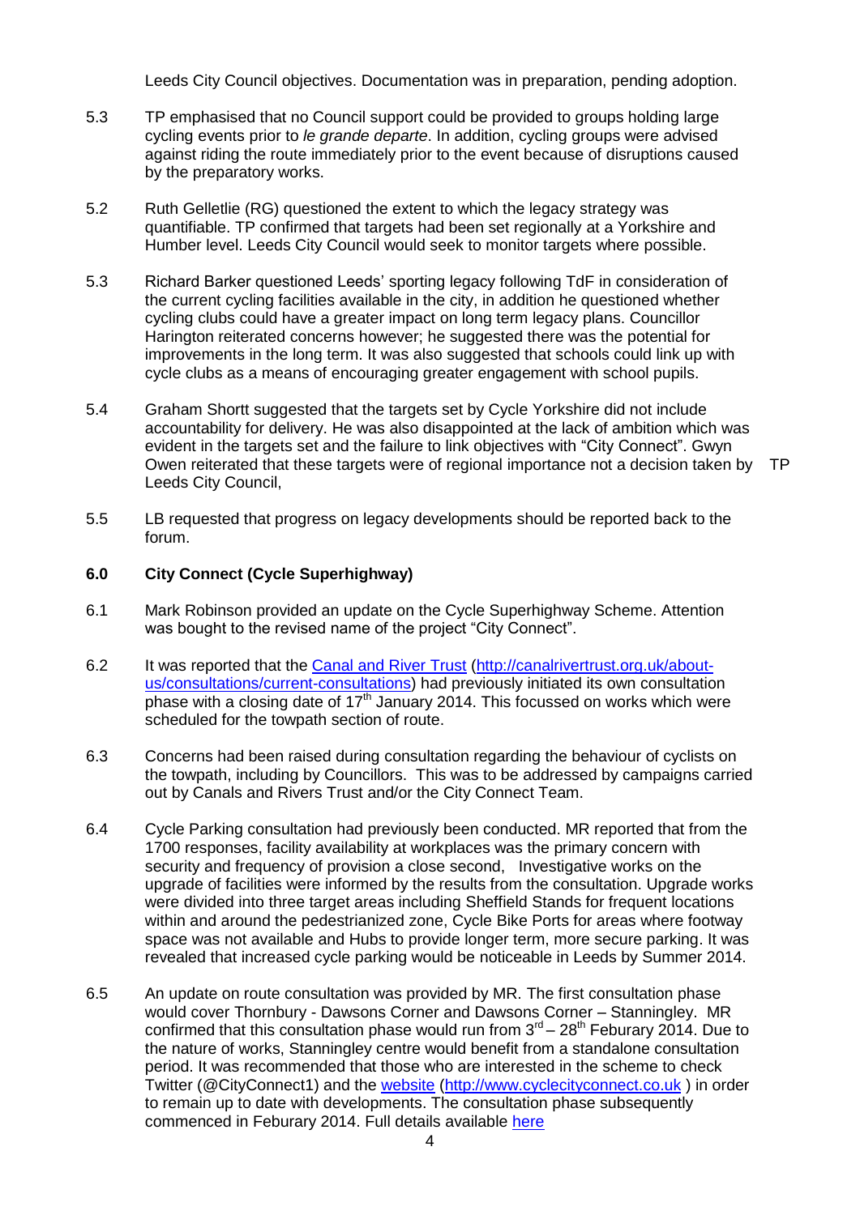Leeds City Council objectives. Documentation was in preparation, pending adoption.

5.3 TP emphasised that no Council support could be provided to groups holding large cycling events prior to *le grande departe*. In addition, cycling groups were advised against riding the route immediately prior to the event because of disruptions caused by the preparatory works.

5.2 Ruth Gelletlie (RG) questioned the extent to which the legacy strategy was quantifiable. TP confirmed that targets had been set regionally at a Yorkshire and Humber level. Leeds City Council would seek to monitor targets where possible.

5.3 Richard Barker questioned Leeds' sporting legacy following TdF in consideration of the current cycling facilities available in the city, in addition he questioned whether cycling clubs could have a greater impact on long term legacy plans. Councillor Harington reiterated concerns however; he suggested there was the potential for improvements in the long term. It was also suggested that schools could link up with cycle clubs as a means of encouraging greater engagement with school pupils.

5.4 Graham Shortt suggested that the targets set by Cycle Yorkshire did not include accountability for delivery. He was also disappointed at the lack of ambition which was evident in the targets set and the failure to link objectives with "City Connect". Gwyn Owen reiterated that these targets were of regional importance not a decision taken by Leeds City Council, TP

5.5 LB requested that progress on legacy developments should be reported back to the forum.

## 6.0 City Connect (Cycle Superhighway)

6.1 Mark Robinson provided an update on the Cycle Superhighway Scheme. Attention was bought to the revised name of the project "City Connect".

6.2 It was reported that the [Canal and River Trust](http://canalrivertrust.org.uk/about-us/consultations/current-consultations) (http://canalrivertrust.org.uk/about-us/consultations/current-consultations) had previously initiated its own consultation phase with a closing date of 17th January 2014. This focussed on works which were scheduled for the towpath section of route.

6.3 Concerns had been raised during consultation regarding the behaviour of cyclists on the towpath, including by Councillors. This was to be addressed by campaigns carried out by Canals and Rivers Trust and/or the City Connect Team.

6.4 Cycle Parking consultation had previously been conducted. MR reported that from the 1700 responses, facility availability at workplaces was the primary concern with security and frequency of provision a close second, Investigative works on the upgrade of facilities were informed by the results from the consultation. Upgrade works were divided into three target areas including Sheffield Stands for frequent locations within and around the pedestrianized zone, Cycle Bike Ports for areas where footway space was not available and Hubs to provide longer term, more secure parking. It was revealed that increased cycle parking would be noticeable in Leeds by Summer 2014.

6.5 An update on route consultation was provided by MR. The first consultation phase would cover Thornbury - Dawsons Corner and Dawsons Corner – Stanningley. MR confirmed that this consultation phase would run from 3rd – 28th Feburary 2014. Due to the nature of works, Stanningley centre would benefit from a standalone consultation period. It was recommended that those who are interested in the scheme to check Twitter (@CityConnect1) and the [website](http://www.cyclecityconnect.co.uk) (http://www.cyclecityconnect.co.uk ) in order to remain up to date with developments. The consultation phase subsequently commenced in Feburary 2014. Full details available [here](#)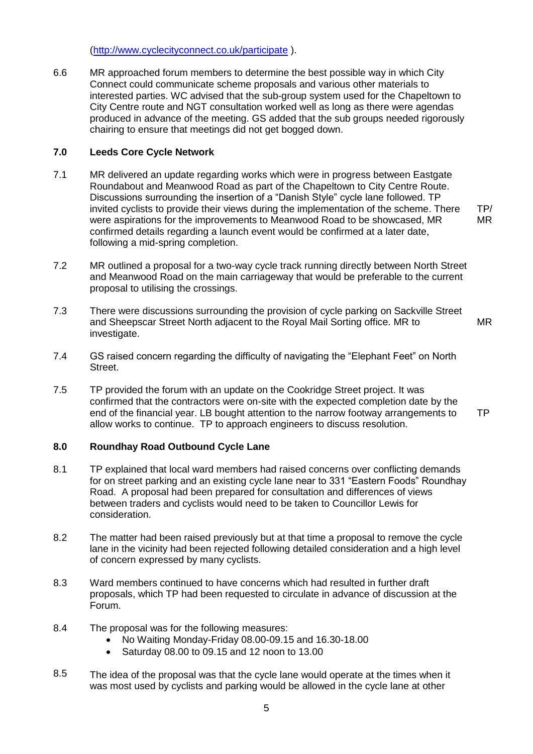(http://www.cyclecityconnect.co.uk/participate ).

6.6 MR approached forum members to determine the best possible way in which City Connect could communicate scheme proposals and various other materials to interested parties. WC advised that the sub-group system used for the Chapeltown to City Centre route and NGT consultation worked well as long as there were agendas produced in advance of the meeting. GS added that the sub groups needed rigorously chairing to ensure that meetings did not get bogged down.

## 7.0 Leeds Core Cycle Network

7.1 MR delivered an update regarding works which were in progress between Eastgate Roundabout and Meanwood Road as part of the Chapeltown to City Centre Route. Discussions surrounding the insertion of a "Danish Style" cycle lane followed. TP invited cyclists to provide their views during the implementation of the scheme. There were aspirations for the improvements to Meanwood Road to be showcased, MR confirmed details regarding a launch event would be confirmed at a later date, following a mid-spring completion. **TP/MR**

7.2 MR outlined a proposal for a two-way cycle track running directly between North Street and Meanwood Road on the main carriageway that would be preferable to the current proposal to utilising the crossings.

7.3 There were discussions surrounding the provision of cycle parking on Sackville Street and Sheepscar Street North adjacent to the Royal Mail Sorting office. MR to investigate. **MR**

7.4 GS raised concern regarding the difficulty of navigating the "Elephant Feet" on North Street.

7.5 TP provided the forum with an update on the Cookridge Street project. It was confirmed that the contractors were on-site with the expected completion date by the end of the financial year. LB bought attention to the narrow footway arrangements to allow works to continue. TP to approach engineers to discuss resolution. **TP**

## 8.0 Roundhay Road Outbound Cycle Lane

8.1 TP explained that local ward members had raised concerns over conflicting demands for on street parking and an existing cycle lane near to 331 "Eastern Foods" Roundhay Road. A proposal had been prepared for consultation and differences of views between traders and cyclists would need to be taken to Councillor Lewis for consideration.

8.2 The matter had been raised previously but at that time a proposal to remove the cycle lane in the vicinity had been rejected following detailed consideration and a high level of concern expressed by many cyclists.

8.3 Ward members continued to have concerns which had resulted in further draft proposals, which TP had been requested to circulate in advance of discussion at the Forum.

8.4 The proposal was for the following measures:

- No Waiting Monday-Friday 08.00-09.15 and 16.30-18.00
- Saturday 08.00 to 09.15 and 12 noon to 13.00

8.5 The idea of the proposal was that the cycle lane would operate at the times when it was most used by cyclists and parking would be allowed in the cycle lane at other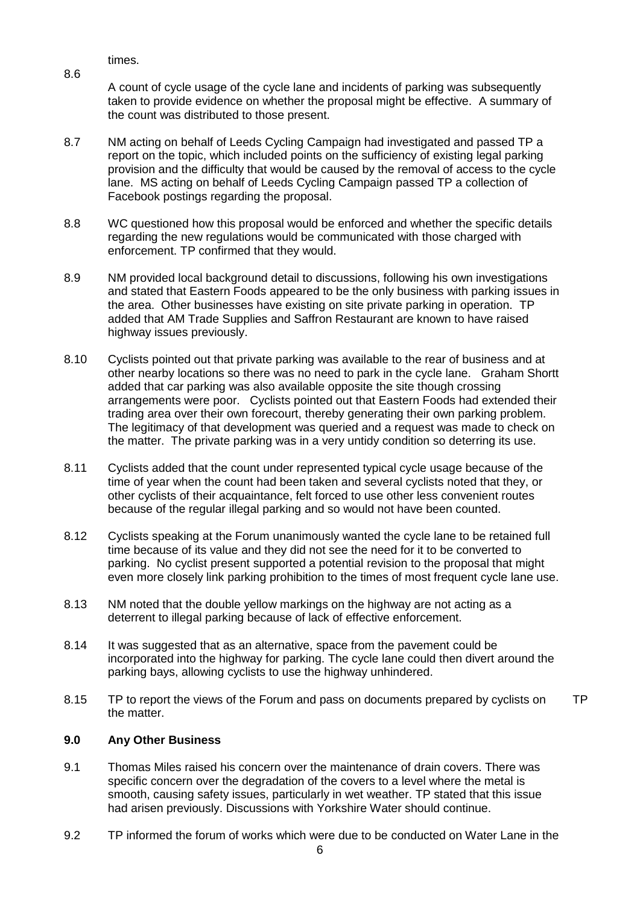times.

8.6 A count of cycle usage of the cycle lane and incidents of parking was subsequently taken to provide evidence on whether the proposal might be effective. A summary of the count was distributed to those present.

8.7 NM acting on behalf of Leeds Cycling Campaign had investigated and passed TP a report on the topic, which included points on the sufficiency of existing legal parking provision and the difficulty that would be caused by the removal of access to the cycle lane. MS acting on behalf of Leeds Cycling Campaign passed TP a collection of Facebook postings regarding the proposal.

8.8 WC questioned how this proposal would be enforced and whether the specific details regarding the new regulations would be communicated with those charged with enforcement. TP confirmed that they would.

8.9 NM provided local background detail to discussions, following his own investigations and stated that Eastern Foods appeared to be the only business with parking issues in the area. Other businesses have existing on site private parking in operation. TP added that AM Trade Supplies and Saffron Restaurant are known to have raised highway issues previously.

8.10 Cyclists pointed out that private parking was available to the rear of business and at other nearby locations so there was no need to park in the cycle lane. Graham Shortt added that car parking was also available opposite the site though crossing arrangements were poor. Cyclists pointed out that Eastern Foods had extended their trading area over their own forecourt, thereby generating their own parking problem. The legitimacy of that development was queried and a request was made to check on the matter. The private parking was in a very untidy condition so deterring its use.

8.11 Cyclists added that the count under represented typical cycle usage because of the time of year when the count had been taken and several cyclists noted that they, or other cyclists of their acquaintance, felt forced to use other less convenient routes because of the regular illegal parking and so would not have been counted.

8.12 Cyclists speaking at the Forum unanimously wanted the cycle lane to be retained full time because of its value and they did not see the need for it to be converted to parking. No cyclist present supported a potential revision to the proposal that might even more closely link parking prohibition to the times of most frequent cycle lane use.

8.13 NM noted that the double yellow markings on the highway are not acting as a deterrent to illegal parking because of lack of effective enforcement.

8.14 It was suggested that as an alternative, space from the pavement could be incorporated into the highway for parking. The cycle lane could then divert around the parking bays, allowing cyclists to use the highway unhindered.

8.15 TP to report the views of the Forum and pass on documents prepared by cyclists on the matter. **TP**

**9.0 Any Other Business**

9.1 Thomas Miles raised his concern over the maintenance of drain covers. There was specific concern over the degradation of the covers to a level where the metal is smooth, causing safety issues, particularly in wet weather. TP stated that this issue had arisen previously. Discussions with Yorkshire Water should continue.

9.2 TP informed the forum of works which were due to be conducted on Water Lane in the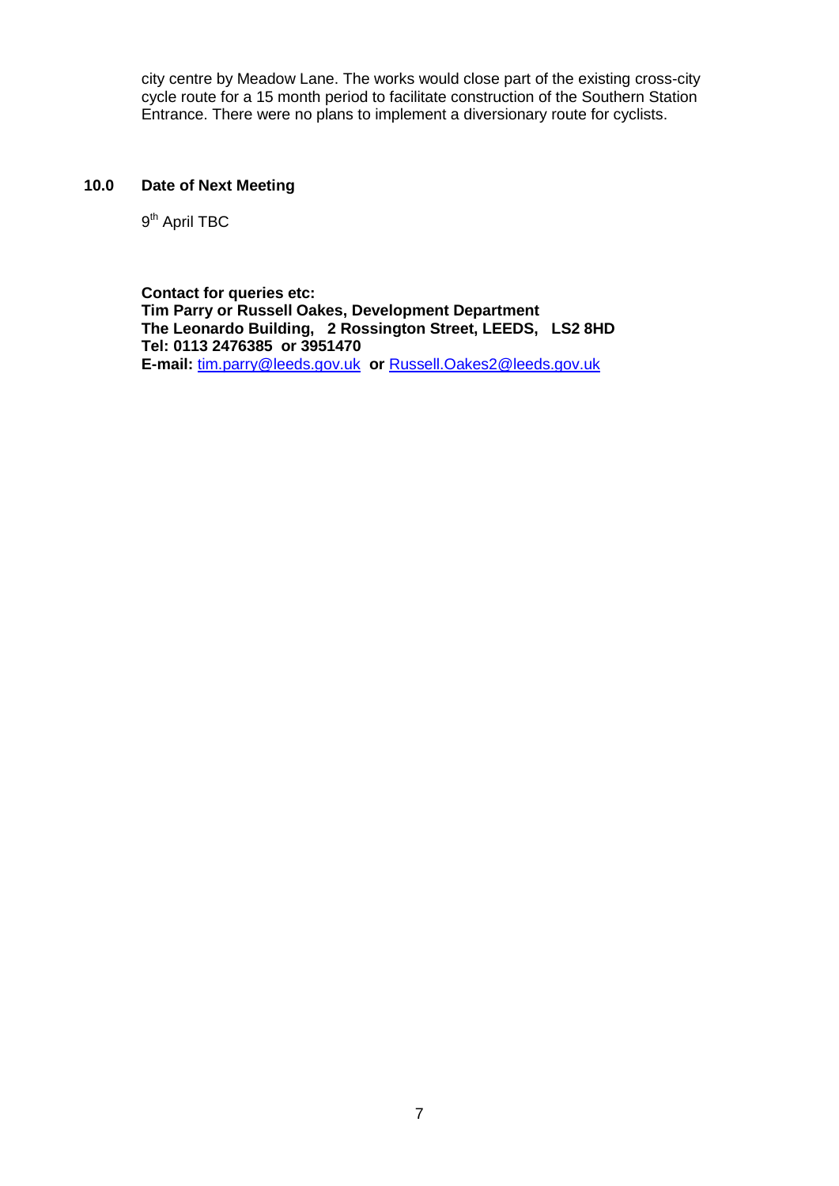city centre by Meadow Lane. The works would close part of the existing cross-city cycle route for a 15 month period to facilitate construction of the Southern Station Entrance. There were no plans to implement a diversionary route for cyclists.

## 10.0 Date of Next Meeting

9th April TBC

**Contact for queries etc:**
**Tim Parry or Russell Oakes, Development Department**
**The Leonardo Building, 2 Rossington Street, LEEDS, LS2 8HD**
**Tel: 0113 2476385 or 3951470**
**E-mail:** tim.parry@leeds.gov.uk **or** Russell.Oakes2@leeds.gov.uk